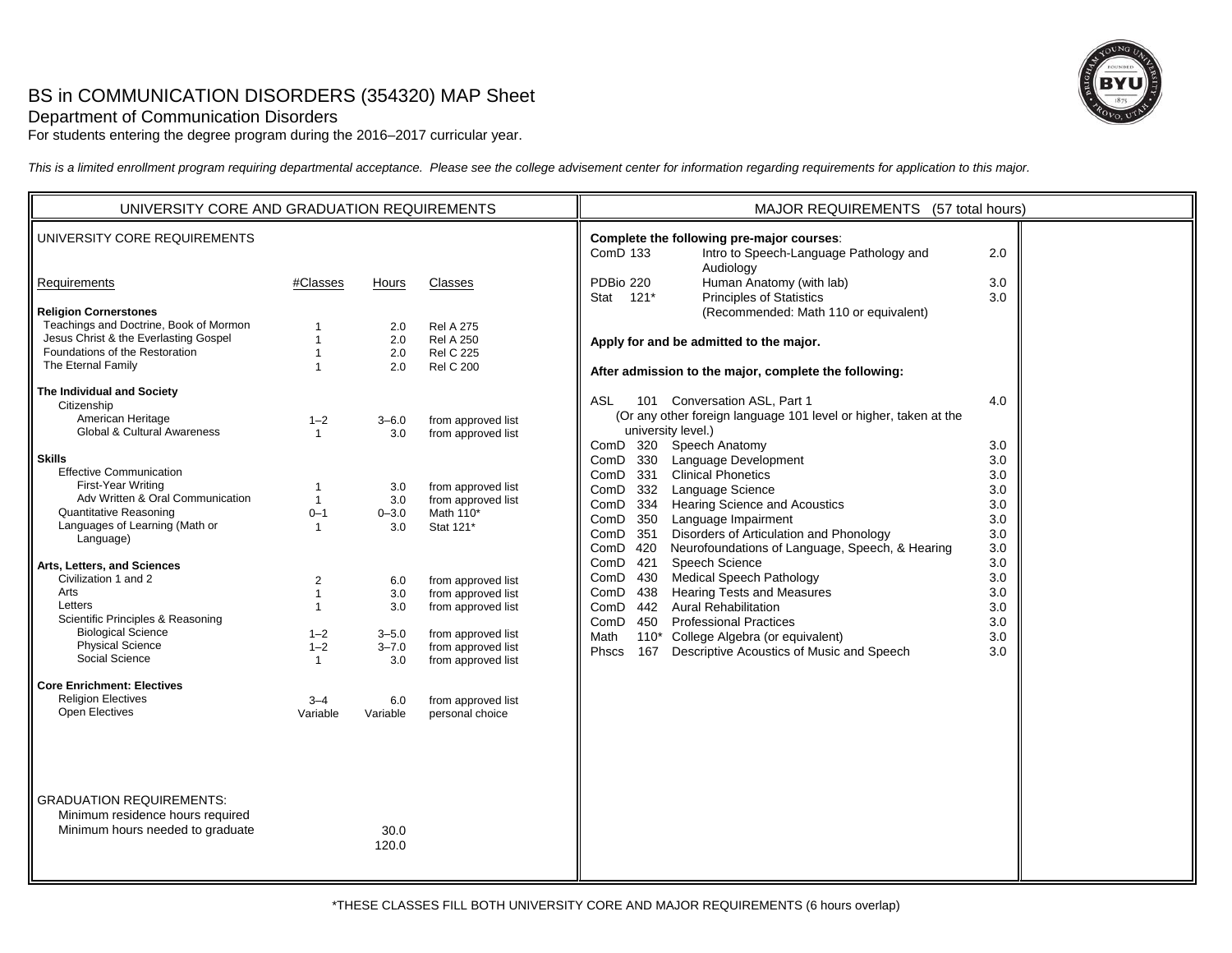# BS in COMMUNICATION DISORDERS (354320) MAP Sheet

## Department of Communication Disorders

For students entering the degree program during the 2016–2017 curricular year.

*This is a limited enrollment program requiring departmental acceptance. Please see the college advisement center for information regarding requirements for application to this major.*

## UNIVERSITY CORE AND GRADUATION REQUIREMENTS

### UNIVERSITY CORE REQUIREMENTS

| Requirements | #Classes | Hours | Classes |
|---|---|---|---|
| **Religion Cornerstones** | | | |
| Teachings and Doctrine, Book of Mormon | 1 | 2.0 | Rel A 275 |
| Jesus Christ & the Everlasting Gospel | 1 | 2.0 | Rel A 250 |
| Foundations of the Restoration | 1 | 2.0 | Rel C 225 |
| The Eternal Family | 1 | 2.0 | Rel C 200 |
| **The Individual and Society** | | | |
| Citizenship | | | |
| American Heritage | 1–2 | 3–6.0 | from approved list |
| Global & Cultural Awareness | 1 | 3.0 | from approved list |
| **Skills** | | | |
| Effective Communication | | | |
| First-Year Writing | 1 | 3.0 | from approved list |
| Adv Written & Oral Communication | 1 | 3.0 | from approved list |
| Quantitative Reasoning | 0–1 | 0–3.0 | Math 110* |
| Languages of Learning (Math or Language) | 1 | 3.0 | Stat 121* |
| **Arts, Letters, and Sciences** | | | |
| Civilization 1 and 2 | 2 | 6.0 | from approved list |
| Arts | 1 | 3.0 | from approved list |
| Letters | 1 | 3.0 | from approved list |
| Scientific Principles & Reasoning | | | |
| Biological Science | 1–2 | 3–5.0 | from approved list |
| Physical Science | 1–2 | 3–7.0 | from approved list |
| Social Science | 1 | 3.0 | from approved list |
| **Core Enrichment: Electives** | | | |
| Religion Electives | 3–4 | 6.0 | from approved list |
| Open Electives | Variable | Variable | personal choice |

### GRADUATION REQUIREMENTS:

| Requirement | Hours |
|---|---|
| Minimum residence hours required | 30.0 |
| Minimum hours needed to graduate | 120.0 |

## MAJOR REQUIREMENTS (57 total hours)

**Complete the following pre-major courses**:

| Course | Title | Hours |
|---|---|---|
| ComD 133 | Intro to Speech-Language Pathology and Audiology | 2.0 |
| PDBio 220 | Human Anatomy (with lab) | 3.0 |
| Stat 121* | Principles of Statistics (Recommended: Math 110 or equivalent) | 3.0 |

**Apply for and be admitted to the major.**

**After admission to the major, complete the following:**

| Course | Title | Hours |
|---|---|---|
| ASL 101 | Conversation ASL, Part 1 (Or any other foreign language 101 level or higher, taken at the university level.) | 4.0 |
| ComD 320 | Speech Anatomy | 3.0 |
| ComD 330 | Language Development | 3.0 |
| ComD 331 | Clinical Phonetics | 3.0 |
| ComD 332 | Language Science | 3.0 |
| ComD 334 | Hearing Science and Acoustics | 3.0 |
| ComD 350 | Language Impairment | 3.0 |
| ComD 351 | Disorders of Articulation and Phonology | 3.0 |
| ComD 420 | Neurofoundations of Language, Speech, & Hearing | 3.0 |
| ComD 421 | Speech Science | 3.0 |
| ComD 430 | Medical Speech Pathology | 3.0 |
| ComD 438 | Hearing Tests and Measures | 3.0 |
| ComD 442 | Aural Rehabilitation | 3.0 |
| ComD 450 | Professional Practices | 3.0 |
| Math 110* | College Algebra (or equivalent) | 3.0 |
| Phscs 167 | Descriptive Acoustics of Music and Speech | 3.0 |

*THESE CLASSES FILL BOTH UNIVERSITY CORE AND MAJOR REQUIREMENTS (6 hours overlap)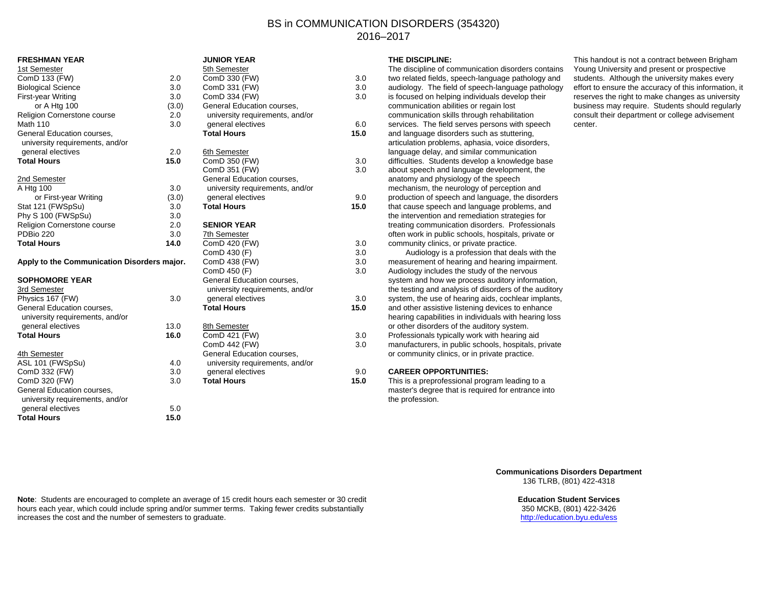# BS in COMMUNICATION DISORDERS (354320)

## 2016–2017

### FRESHMAN YEAR

| 1st Semester | |
|---|---|
| ComD 133 (FW) | 2.0 |
| Biological Science | 3.0 |
| First-year Writing | 3.0 |
| or A Htg 100 | (3.0) |
| Religion Cornerstone course | 2.0 |
| Math 110 | 3.0 |
| General Education courses, university requirements, and/or general electives | 2.0 |
| **Total Hours** | **15.0** |

| 2nd Semester | |
|---|---|
| A Htg 100 | 3.0 |
| or First-year Writing | (3.0) |
| Stat 121 (FWSpSu) | 3.0 |
| Phy S 100 (FWSpSu) | 3.0 |
| Religion Cornerstone course | 2.0 |
| PDBio 220 | 3.0 |
| **Total Hours** | **14.0** |

**Apply to the Communication Disorders major.**

### SOPHOMORE YEAR

| 3rd Semester | |
|---|---|
| Physics 167 (FW) | 3.0 |
| General Education courses, university requirements, and/or general electives | 13.0 |
| **Total Hours** | **16.0** |

| 4th Semester | |
|---|---|
| ASL 101 (FWSpSu) | 4.0 |
| ComD 332 (FW) | 3.0 |
| ComD 320 (FW) | 3.0 |
| General Education courses, university requirements, and/or general electives | 5.0 |
| **Total Hours** | **15.0** |

### JUNIOR YEAR

| 5th Semester | |
|---|---|
| ComD 330 (FW) | 3.0 |
| ComD 331 (FW) | 3.0 |
| ComD 334 (FW) | 3.0 |
| General Education courses, university requirements, and/or general electives | 6.0 |
| **Total Hours** | **15.0** |

| 6th Semester | |
|---|---|
| ComD 350 (FW) | 3.0 |
| ComD 351 (FW) | 3.0 |
| General Education courses, university requirements, and/or general electives | 9.0 |
| **Total Hours** | **15.0** |

### SENIOR YEAR

| 7th Semester | |
|---|---|
| ComD 420 (FW) | 3.0 |
| ComD 430 (F) | 3.0 |
| ComD 438 (FW) | 3.0 |
| ComD 450 (F) | 3.0 |
| General Education courses, university requirements, and/or general electives | 3.0 |
| **Total Hours** | **15.0** |

| 8th Semester | |
|---|---|
| ComD 421 (FW) | 3.0 |
| ComD 442 (FW) | 3.0 |
| General Education courses, university requirements, and/or general electives | 9.0 |
| **Total Hours** | **15.0** |

### THE DISCIPLINE:

The discipline of communication disorders contains two related fields, speech-language pathology and audiology. The field of speech-language pathology is focused on helping individuals develop their communication abilities or regain lost communication skills through rehabilitation services. The field serves persons with speech and language disorders such as stuttering, articulation problems, aphasia, voice disorders, language delay, and similar communication difficulties. Students develop a knowledge base about speech and language development, the anatomy and physiology of the speech mechanism, the neurology of perception and production of speech and language, the disorders that cause speech and language problems, and the intervention and remediation strategies for treating communication disorders. Professionals often work in public schools, hospitals, private or community clinics, or private practice.

Audiology is a profession that deals with the measurement of hearing and hearing impairment. Audiology includes the study of the nervous system and how we process auditory information, the testing and analysis of disorders of the auditory system, the use of hearing aids, cochlear implants, and other assistive listening devices to enhance hearing capabilities in individuals with hearing loss or other disorders of the auditory system. Professionals typically work with hearing aid manufacturers, in public schools, hospitals, private or community clinics, or in private practice.

### CAREER OPPORTUNITIES:

This is a preprofessional program leading to a master's degree that is required for entrance into the profession.

This handout is not a contract between Brigham Young University and present or prospective students. Although the university makes every effort to ensure the accuracy of this information, it reserves the right to make changes as university business may require. Students should regularly consult their department or college advisement center.

**Note**: Students are encouraged to complete an average of 15 credit hours each semester or 30 credit hours each year, which could include spring and/or summer terms. Taking fewer credits substantially increases the cost and the number of semesters to graduate.

**Communications Disorders Department**
136 TLRB, (801) 422-4318

**Education Student Services**
350 MCKB, (801) 422-3426
http://education.byu.edu/ess